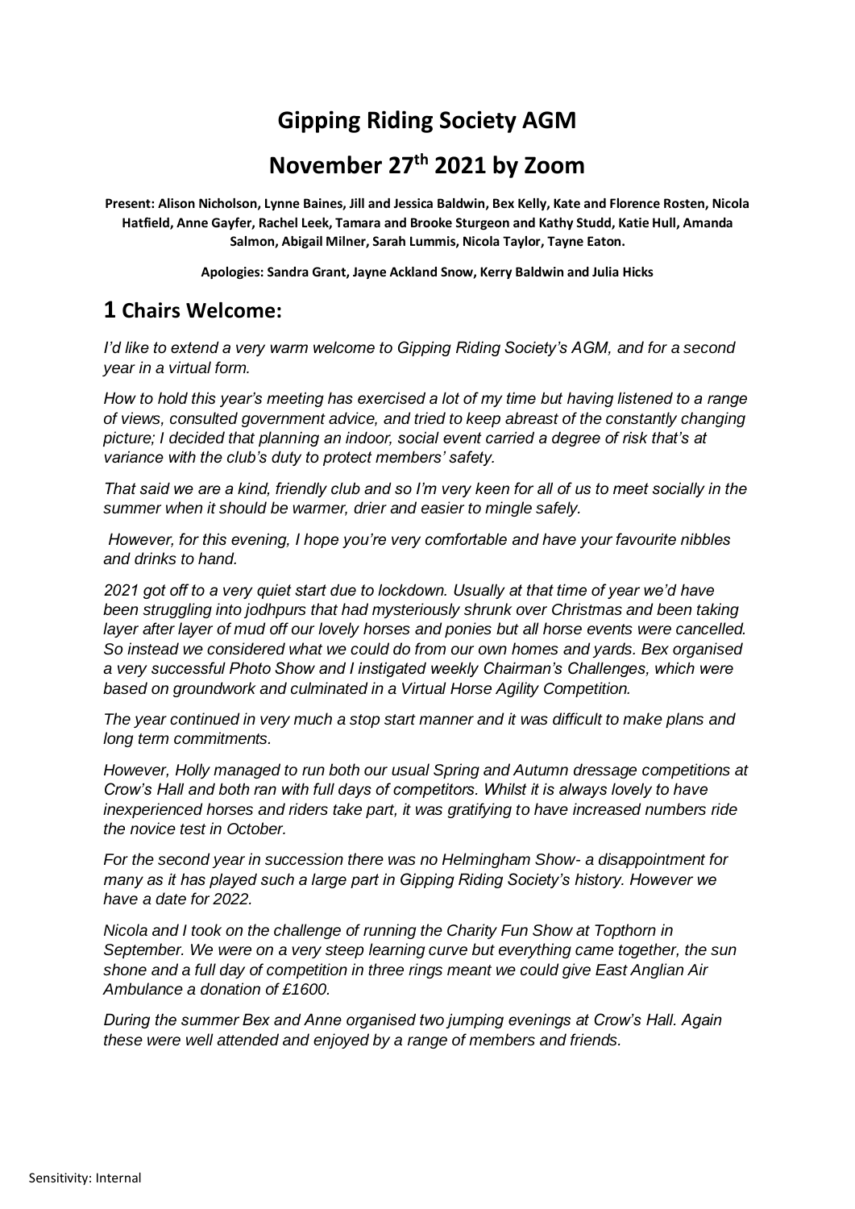# Gipping Riding Society AGM

# November 27th 2021 by Zoom

**Present: Alison Nicholson, Lynne Baines, Jill and Jessica Baldwin, Bex Kelly, Kate and Florence Rosten, Nicola Hatfield, Anne Gayfer, Rachel Leek, Tamara and Brooke Sturgeon and Kathy Studd, Katie Hull, Amanda Salmon, Abigail Milner, Sarah Lummis, Nicola Taylor, Tayne Eaton.**

**Apologies: Sandra Grant, Jayne Ackland Snow, Kerry Baldwin and Julia Hicks**

## 1 Chairs Welcome:

*I'd like to extend a very warm welcome to Gipping Riding Society's AGM, and for a second year in a virtual form.*

*How to hold this year's meeting has exercised a lot of my time but having listened to a range of views, consulted government advice, and tried to keep abreast of the constantly changing picture; I decided that planning an indoor, social event carried a degree of risk that's at variance with the club's duty to protect members' safety.*

*That said we are a kind, friendly club and so I'm very keen for all of us to meet socially in the summer when it should be warmer, drier and easier to mingle safely.*

*However, for this evening, I hope you're very comfortable and have your favourite nibbles and drinks to hand.*

*2021 got off to a very quiet start due to lockdown. Usually at that time of year we'd have been struggling into jodhpurs that had mysteriously shrunk over Christmas and been taking layer after layer of mud off our lovely horses and ponies but all horse events were cancelled. So instead we considered what we could do from our own homes and yards. Bex organised a very successful Photo Show and I instigated weekly Chairman's Challenges, which were based on groundwork and culminated in a Virtual Horse Agility Competition.*

*The year continued in very much a stop start manner and it was difficult to make plans and long term commitments.*

*However, Holly managed to run both our usual Spring and Autumn dressage competitions at Crow's Hall and both ran with full days of competitors. Whilst it is always lovely to have inexperienced horses and riders take part, it was gratifying to have increased numbers ride the novice test in October.*

*For the second year in succession there was no Helmingham Show- a disappointment for many as it has played such a large part in Gipping Riding Society's history. However we have a date for 2022.*

*Nicola and I took on the challenge of running the Charity Fun Show at Topthorn in September. We were on a very steep learning curve but everything came together, the sun shone and a full day of competition in three rings meant we could give East Anglian Air Ambulance a donation of £1600.*

*During the summer Bex and Anne organised two jumping evenings at Crow's Hall. Again these were well attended and enjoyed by a range of members and friends.*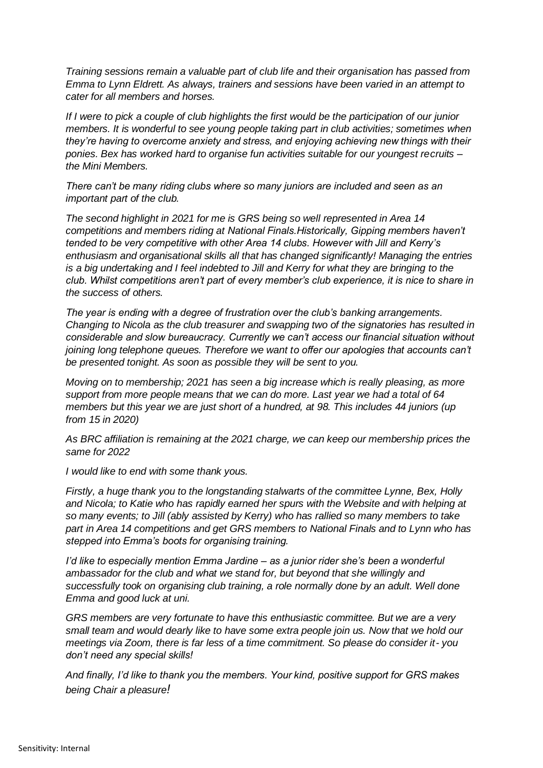*Training sessions remain a valuable part of club life and their organisation has passed from Emma to Lynn Eldrett. As always, trainers and sessions have been varied in an attempt to cater for all members and horses.*

*If I were to pick a couple of club highlights the first would be the participation of our junior members. It is wonderful to see young people taking part in club activities; sometimes when they're having to overcome anxiety and stress, and enjoying achieving new things with their ponies. Bex has worked hard to organise fun activities suitable for our youngest recruits – the Mini Members.*

*There can't be many riding clubs where so many juniors are included and seen as an important part of the club.*

*The second highlight in 2021 for me is GRS being so well represented in Area 14 competitions and members riding at National Finals.Historically, Gipping members haven't tended to be very competitive with other Area 14 clubs. However with Jill and Kerry's enthusiasm and organisational skills all that has changed significantly! Managing the entries is a big undertaking and I feel indebted to Jill and Kerry for what they are bringing to the club. Whilst competitions aren't part of every member's club experience, it is nice to share in the success of others.*

*The year is ending with a degree of frustration over the club's banking arrangements. Changing to Nicola as the club treasurer and swapping two of the signatories has resulted in considerable and slow bureaucracy. Currently we can't access our financial situation without joining long telephone queues. Therefore we want to offer our apologies that accounts can't be presented tonight. As soon as possible they will be sent to you.*

*Moving on to membership; 2021 has seen a big increase which is really pleasing, as more support from more people means that we can do more. Last year we had a total of 64 members but this year we are just short of a hundred, at 98. This includes 44 juniors (up from 15 in 2020)*

*As BRC affiliation is remaining at the 2021 charge, we can keep our membership prices the same for 2022*

*I would like to end with some thank yous.*

*Firstly, a huge thank you to the longstanding stalwarts of the committee Lynne, Bex, Holly and Nicola; to Katie who has rapidly earned her spurs with the Website and with helping at so many events; to Jill (ably assisted by Kerry) who has rallied so many members to take part in Area 14 competitions and get GRS members to National Finals and to Lynn who has stepped into Emma's boots for organising training.*

*I'd like to especially mention Emma Jardine – as a junior rider she's been a wonderful ambassador for the club and what we stand for, but beyond that she willingly and successfully took on organising club training, a role normally done by an adult. Well done Emma and good luck at uni.*

*GRS members are very fortunate to have this enthusiastic committee. But we are a very small team and would dearly like to have some extra people join us. Now that we hold our meetings via Zoom, there is far less of a time commitment. So please do consider it- you don't need any special skills!*

*And finally, I'd like to thank you the members. Your kind, positive support for GRS makes being Chair a pleasure!*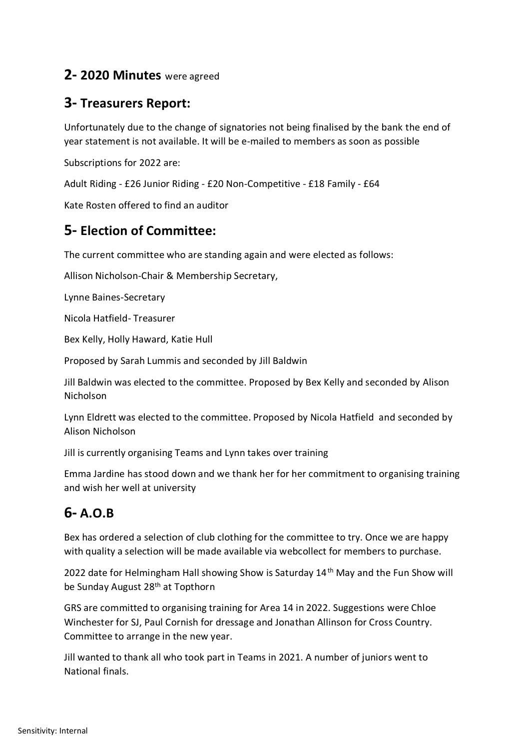## 2- 2020 Minutes were agreed

## 3- Treasurers Report:

Unfortunately due to the change of signatories not being finalised by the bank the end of year statement is not available. It will be e-mailed to members as soon as possible

Subscriptions for 2022 are:

Adult Riding - £26 Junior Riding - £20 Non-Competitive - £18 Family - £64

Kate Rosten offered to find an auditor

## 5- Election of Committee:

The current committee who are standing again and were elected as follows:

Allison Nicholson-Chair & Membership Secretary,

Lynne Baines-Secretary

Nicola Hatfield- Treasurer

Bex Kelly, Holly Haward, Katie Hull

Proposed by Sarah Lummis and seconded by Jill Baldwin

Jill Baldwin was elected to the committee. Proposed by Bex Kelly and seconded by Alison Nicholson

Lynn Eldrett was elected to the committee. Proposed by Nicola Hatfield and seconded by Alison Nicholson

Jill is currently organising Teams and Lynn takes over training

Emma Jardine has stood down and we thank her for her commitment to organising training and wish her well at university

## 6- A.O.B

Bex has ordered a selection of club clothing for the committee to try. Once we are happy with quality a selection will be made available via webcollect for members to purchase.

2022 date for Helmingham Hall showing Show is Saturday 14th May and the Fun Show will be Sunday August 28th at Topthorn

GRS are committed to organising training for Area 14 in 2022. Suggestions were Chloe Winchester for SJ, Paul Cornish for dressage and Jonathan Allinson for Cross Country. Committee to arrange in the new year.

Jill wanted to thank all who took part in Teams in 2021. A number of juniors went to National finals.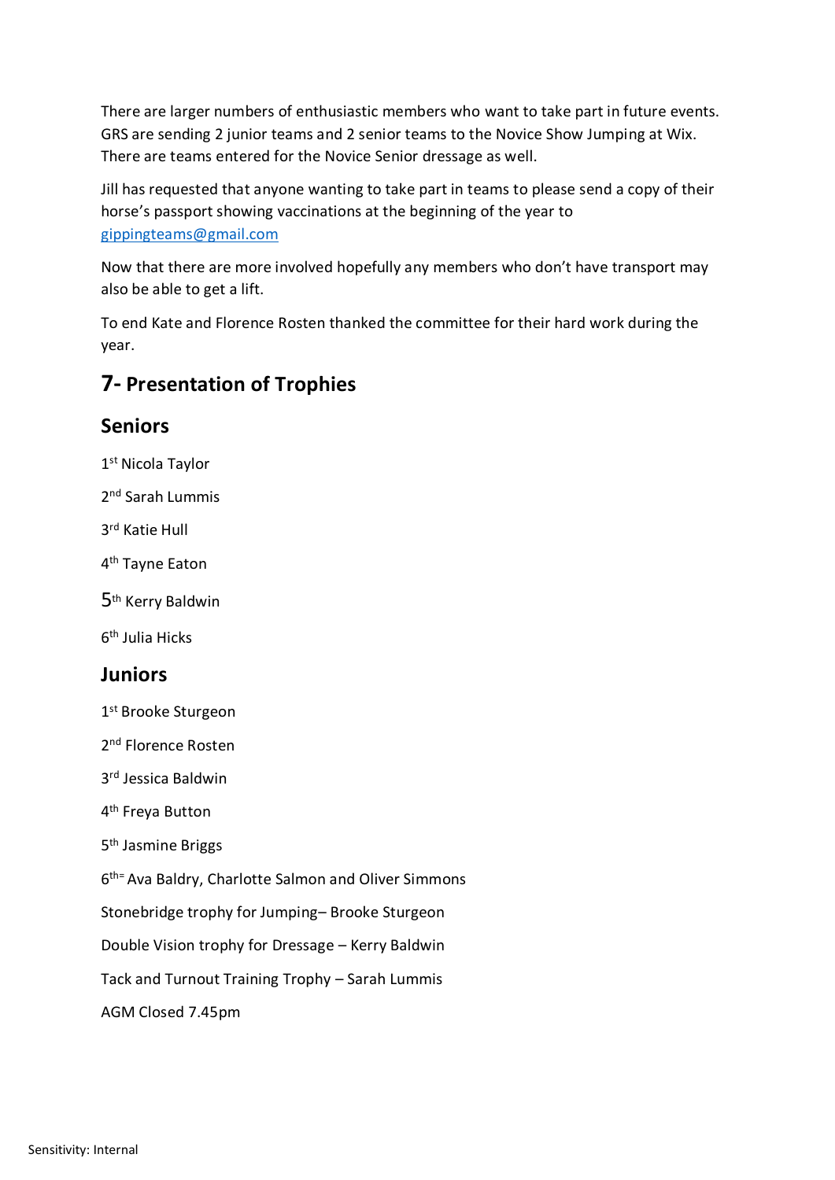There are larger numbers of enthusiastic members who want to take part in future events. GRS are sending 2 junior teams and 2 senior teams to the Novice Show Jumping at Wix. There are teams entered for the Novice Senior dressage as well.

Jill has requested that anyone wanting to take part in teams to please send a copy of their horse's passport showing vaccinations at the beginning of the year to gippingteams@gmail.com

Now that there are more involved hopefully any members who don't have transport may also be able to get a lift.

To end Kate and Florence Rosten thanked the committee for their hard work during the year.

## 7- Presentation of Trophies

### Seniors

1st Nicola Taylor

2nd Sarah Lummis

3rd Katie Hull

4th Tayne Eaton

5th Kerry Baldwin

6th Julia Hicks

### Juniors

1st Brooke Sturgeon

2nd Florence Rosten

3rd Jessica Baldwin

4th Freya Button

5th Jasmine Briggs

6th= Ava Baldry, Charlotte Salmon and Oliver Simmons

Stonebridge trophy for Jumping– Brooke Sturgeon

Double Vision trophy for Dressage – Kerry Baldwin

Tack and Turnout Training Trophy – Sarah Lummis

AGM Closed 7.45pm